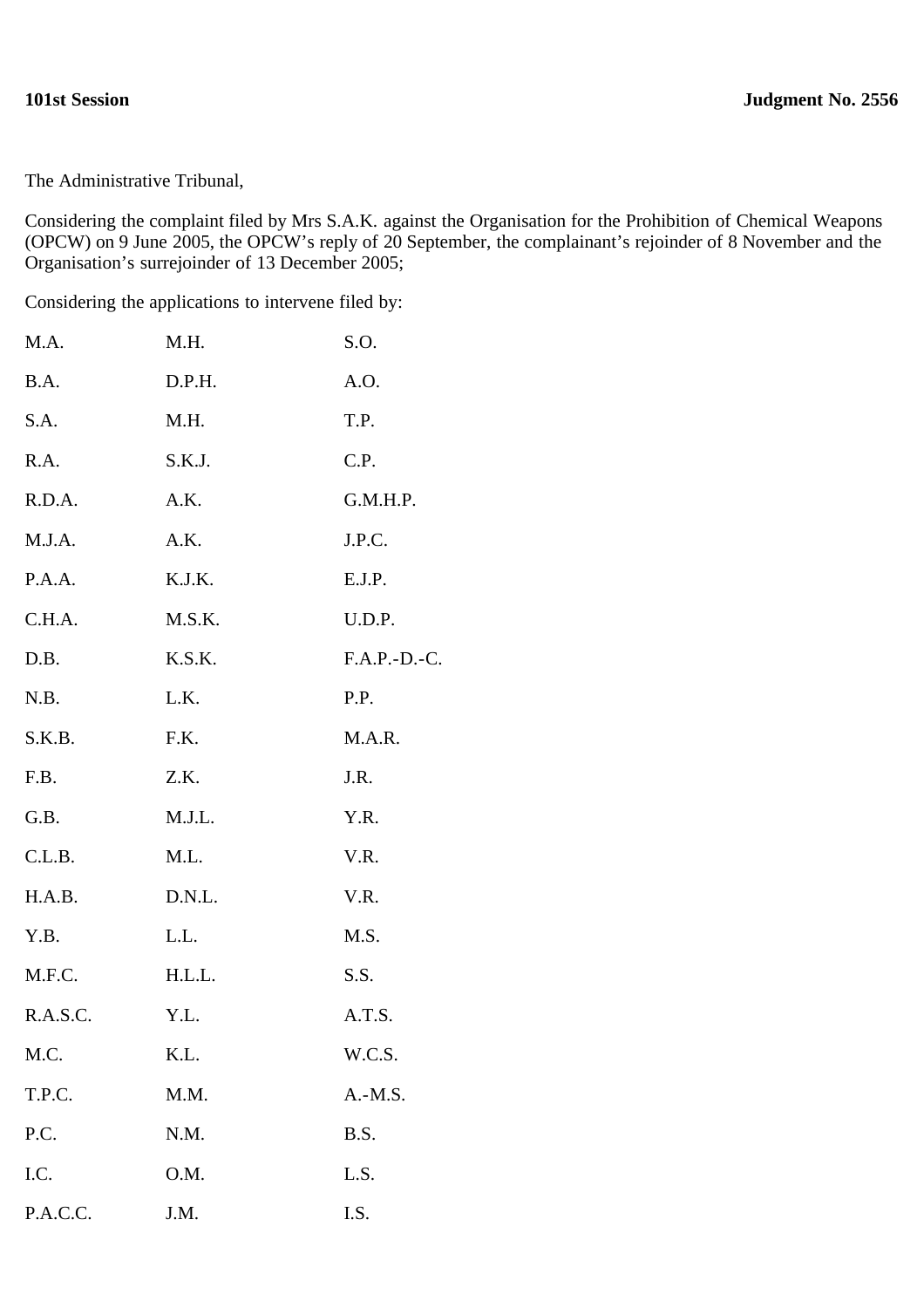**101st Session** **Judgment No. 2556**

The Administrative Tribunal,

Considering the complaint filed by Mrs S.A.K. against the Organisation for the Prohibition of Chemical Weapons (OPCW) on 9 June 2005, the OPCW's reply of 20 September, the complainant's rejoinder of 8 November and the Organisation's surrejoinder of 13 December 2005;

Considering the applications to intervene filed by:

| | | |
|---|---|---|
| M.A. | M.H. | S.O. |
| B.A. | D.P.H. | A.O. |
| S.A. | M.H. | T.P. |
| R.A. | S.K.J. | C.P. |
| R.D.A. | A.K. | G.M.H.P. |
| M.J.A. | A.K. | J.P.C. |
| P.A.A. | K.J.K. | E.J.P. |
| C.H.A. | M.S.K. | U.D.P. |
| D.B. | K.S.K. | F.A.P.-D.-C. |
| N.B. | L.K. | P.P. |
| S.K.B. | F.K. | M.A.R. |
| F.B. | Z.K. | J.R. |
| G.B. | M.J.L. | Y.R. |
| C.L.B. | M.L. | V.R. |
| H.A.B. | D.N.L. | V.R. |
| Y.B. | L.L. | M.S. |
| M.F.C. | H.L.L. | S.S. |
| R.A.S.C. | Y.L. | A.T.S. |
| M.C. | K.L. | W.C.S. |
| T.P.C. | M.M. | A.-M.S. |
| P.C. | N.M. | B.S. |
| I.C. | O.M. | L.S. |
| P.A.C.C. | J.M. | I.S. |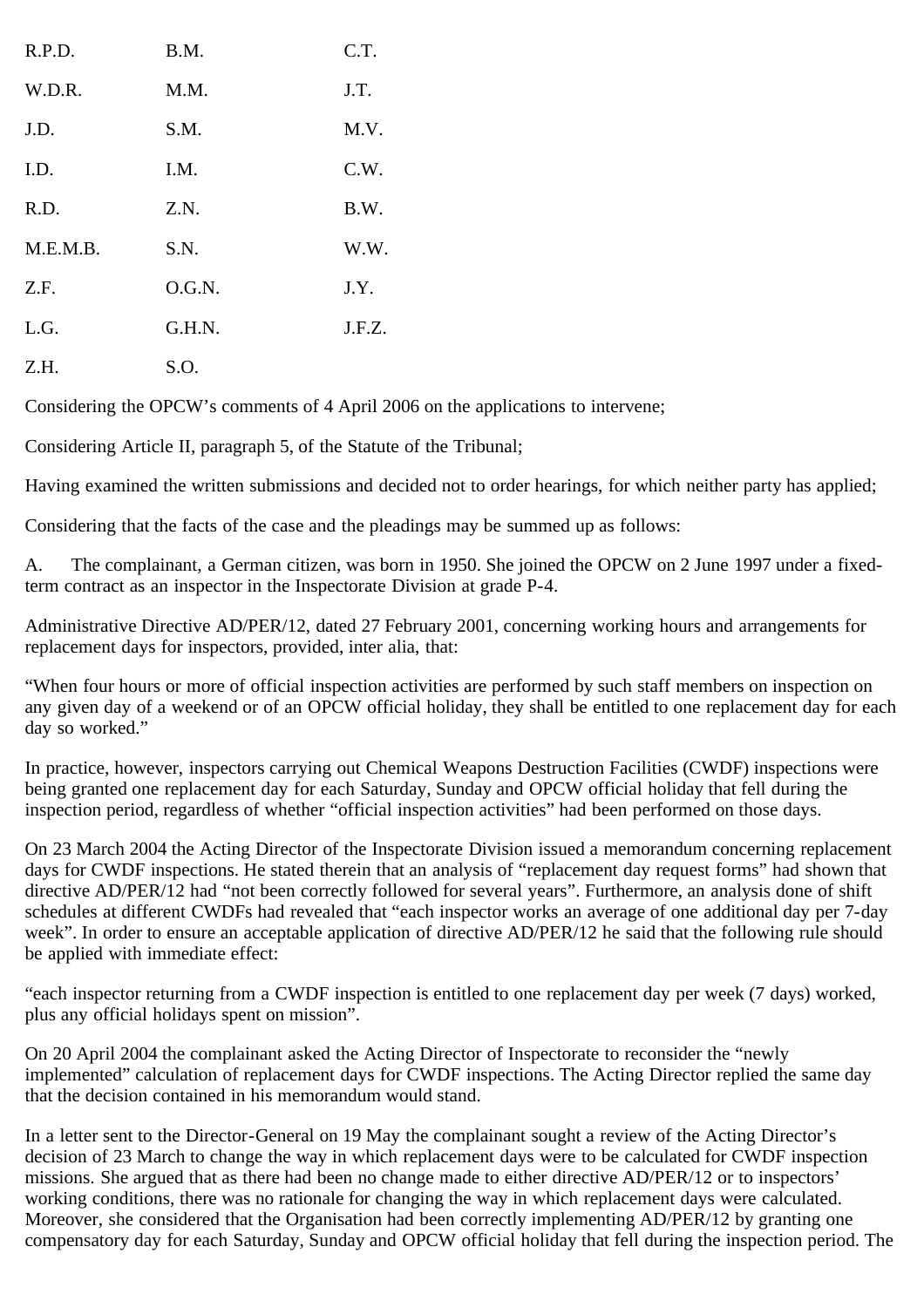| | | |
|---|---|---|
| R.P.D. | B.M. | C.T. |
| W.D.R. | M.M. | J.T. |
| J.D. | S.M. | M.V. |
| I.D. | I.M. | C.W. |
| R.D. | Z.N. | B.W. |
| M.E.M.B. | S.N. | W.W. |
| Z.F. | O.G.N. | J.Y. |
| L.G. | G.H.N. | J.F.Z. |
| Z.H. | S.O. | |

Considering the OPCW's comments of 4 April 2006 on the applications to intervene;

Considering Article II, paragraph 5, of the Statute of the Tribunal;

Having examined the written submissions and decided not to order hearings, for which neither party has applied;

Considering that the facts of the case and the pleadings may be summed up as follows:

A. The complainant, a German citizen, was born in 1950. She joined the OPCW on 2 June 1997 under a fixed-term contract as an inspector in the Inspectorate Division at grade P-4.

Administrative Directive AD/PER/12, dated 27 February 2001, concerning working hours and arrangements for replacement days for inspectors, provided, inter alia, that:

"When four hours or more of official inspection activities are performed by such staff members on inspection on any given day of a weekend or of an OPCW official holiday, they shall be entitled to one replacement day for each day so worked."

In practice, however, inspectors carrying out Chemical Weapons Destruction Facilities (CWDF) inspections were being granted one replacement day for each Saturday, Sunday and OPCW official holiday that fell during the inspection period, regardless of whether "official inspection activities" had been performed on those days.

On 23 March 2004 the Acting Director of the Inspectorate Division issued a memorandum concerning replacement days for CWDF inspections. He stated therein that an analysis of "replacement day request forms" had shown that directive AD/PER/12 had "not been correctly followed for several years". Furthermore, an analysis done of shift schedules at different CWDFs had revealed that "each inspector works an average of one additional day per 7-day week". In order to ensure an acceptable application of directive AD/PER/12 he said that the following rule should be applied with immediate effect:

"each inspector returning from a CWDF inspection is entitled to one replacement day per week (7 days) worked, plus any official holidays spent on mission".

On 20 April 2004 the complainant asked the Acting Director of Inspectorate to reconsider the "newly implemented" calculation of replacement days for CWDF inspections. The Acting Director replied the same day that the decision contained in his memorandum would stand.

In a letter sent to the Director-General on 19 May the complainant sought a review of the Acting Director's decision of 23 March to change the way in which replacement days were to be calculated for CWDF inspection missions. She argued that as there had been no change made to either directive AD/PER/12 or to inspectors' working conditions, there was no rationale for changing the way in which replacement days were calculated. Moreover, she considered that the Organisation had been correctly implementing AD/PER/12 by granting one compensatory day for each Saturday, Sunday and OPCW official holiday that fell during the inspection period. The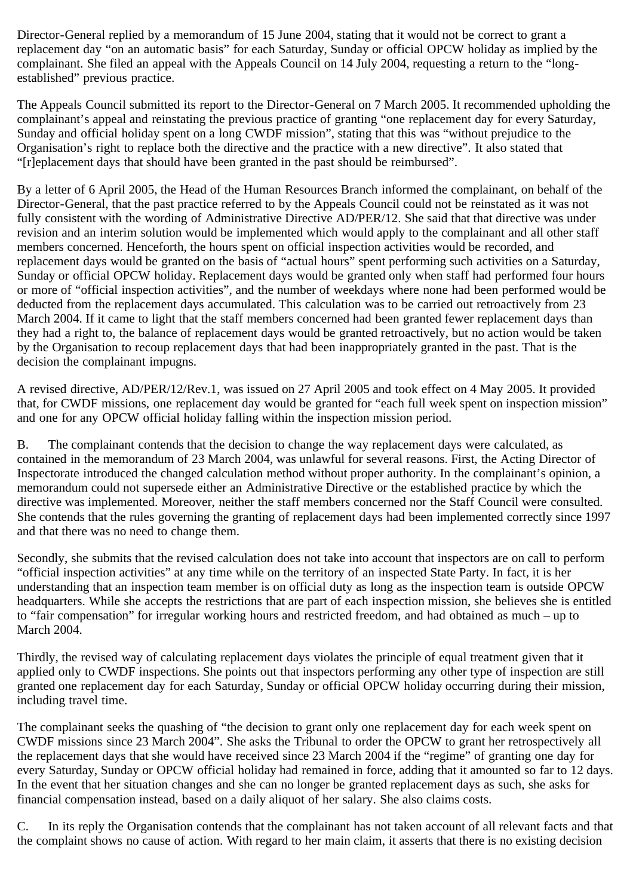Director-General replied by a memorandum of 15 June 2004, stating that it would not be correct to grant a replacement day "on an automatic basis" for each Saturday, Sunday or official OPCW holiday as implied by the complainant. She filed an appeal with the Appeals Council on 14 July 2004, requesting a return to the "long-established" previous practice.

The Appeals Council submitted its report to the Director-General on 7 March 2005. It recommended upholding the complainant's appeal and reinstating the previous practice of granting "one replacement day for every Saturday, Sunday and official holiday spent on a long CWDF mission", stating that this was "without prejudice to the Organisation's right to replace both the directive and the practice with a new directive". It also stated that "[r]eplacement days that should have been granted in the past should be reimbursed".

By a letter of 6 April 2005, the Head of the Human Resources Branch informed the complainant, on behalf of the Director-General, that the past practice referred to by the Appeals Council could not be reinstated as it was not fully consistent with the wording of Administrative Directive AD/PER/12. She said that that directive was under revision and an interim solution would be implemented which would apply to the complainant and all other staff members concerned. Henceforth, the hours spent on official inspection activities would be recorded, and replacement days would be granted on the basis of "actual hours" spent performing such activities on a Saturday, Sunday or official OPCW holiday. Replacement days would be granted only when staff had performed four hours or more of "official inspection activities", and the number of weekdays where none had been performed would be deducted from the replacement days accumulated. This calculation was to be carried out retroactively from 23 March 2004. If it came to light that the staff members concerned had been granted fewer replacement days than they had a right to, the balance of replacement days would be granted retroactively, but no action would be taken by the Organisation to recoup replacement days that had been inappropriately granted in the past. That is the decision the complainant impugns.

A revised directive, AD/PER/12/Rev.1, was issued on 27 April 2005 and took effect on 4 May 2005. It provided that, for CWDF missions, one replacement day would be granted for "each full week spent on inspection mission" and one for any OPCW official holiday falling within the inspection mission period.

B. The complainant contends that the decision to change the way replacement days were calculated, as contained in the memorandum of 23 March 2004, was unlawful for several reasons. First, the Acting Director of Inspectorate introduced the changed calculation method without proper authority. In the complainant's opinion, a memorandum could not supersede either an Administrative Directive or the established practice by which the directive was implemented. Moreover, neither the staff members concerned nor the Staff Council were consulted. She contends that the rules governing the granting of replacement days had been implemented correctly since 1997 and that there was no need to change them.

Secondly, she submits that the revised calculation does not take into account that inspectors are on call to perform "official inspection activities" at any time while on the territory of an inspected State Party. In fact, it is her understanding that an inspection team member is on official duty as long as the inspection team is outside OPCW headquarters. While she accepts the restrictions that are part of each inspection mission, she believes she is entitled to "fair compensation" for irregular working hours and restricted freedom, and had obtained as much – up to March 2004.

Thirdly, the revised way of calculating replacement days violates the principle of equal treatment given that it applied only to CWDF inspections. She points out that inspectors performing any other type of inspection are still granted one replacement day for each Saturday, Sunday or official OPCW holiday occurring during their mission, including travel time.

The complainant seeks the quashing of "the decision to grant only one replacement day for each week spent on CWDF missions since 23 March 2004". She asks the Tribunal to order the OPCW to grant her retrospectively all the replacement days that she would have received since 23 March 2004 if the "regime" of granting one day for every Saturday, Sunday or OPCW official holiday had remained in force, adding that it amounted so far to 12 days. In the event that her situation changes and she can no longer be granted replacement days as such, she asks for financial compensation instead, based on a daily aliquot of her salary. She also claims costs.

C. In its reply the Organisation contends that the complainant has not taken account of all relevant facts and that the complaint shows no cause of action. With regard to her main claim, it asserts that there is no existing decision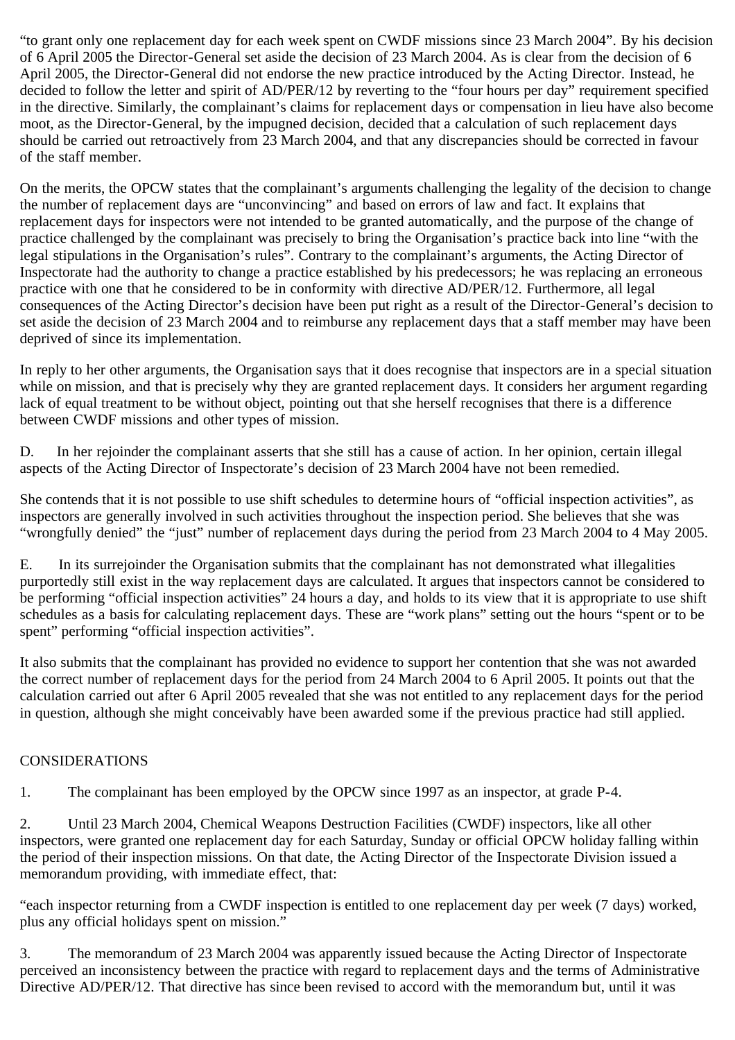"to grant only one replacement day for each week spent on CWDF missions since 23 March 2004". By his decision of 6 April 2005 the Director-General set aside the decision of 23 March 2004. As is clear from the decision of 6 April 2005, the Director-General did not endorse the new practice introduced by the Acting Director. Instead, he decided to follow the letter and spirit of AD/PER/12 by reverting to the "four hours per day" requirement specified in the directive. Similarly, the complainant's claims for replacement days or compensation in lieu have also become moot, as the Director-General, by the impugned decision, decided that a calculation of such replacement days should be carried out retroactively from 23 March 2004, and that any discrepancies should be corrected in favour of the staff member.

On the merits, the OPCW states that the complainant's arguments challenging the legality of the decision to change the number of replacement days are "unconvincing" and based on errors of law and fact. It explains that replacement days for inspectors were not intended to be granted automatically, and the purpose of the change of practice challenged by the complainant was precisely to bring the Organisation's practice back into line "with the legal stipulations in the Organisation's rules". Contrary to the complainant's arguments, the Acting Director of Inspectorate had the authority to change a practice established by his predecessors; he was replacing an erroneous practice with one that he considered to be in conformity with directive AD/PER/12. Furthermore, all legal consequences of the Acting Director's decision have been put right as a result of the Director-General's decision to set aside the decision of 23 March 2004 and to reimburse any replacement days that a staff member may have been deprived of since its implementation.

In reply to her other arguments, the Organisation says that it does recognise that inspectors are in a special situation while on mission, and that is precisely why they are granted replacement days. It considers her argument regarding lack of equal treatment to be without object, pointing out that she herself recognises that there is a difference between CWDF missions and other types of mission.

D. In her rejoinder the complainant asserts that she still has a cause of action. In her opinion, certain illegal aspects of the Acting Director of Inspectorate's decision of 23 March 2004 have not been remedied.

She contends that it is not possible to use shift schedules to determine hours of "official inspection activities", as inspectors are generally involved in such activities throughout the inspection period. She believes that she was "wrongfully denied" the "just" number of replacement days during the period from 23 March 2004 to 4 May 2005.

E. In its surrejoinder the Organisation submits that the complainant has not demonstrated what illegalities purportedly still exist in the way replacement days are calculated. It argues that inspectors cannot be considered to be performing "official inspection activities" 24 hours a day, and holds to its view that it is appropriate to use shift schedules as a basis for calculating replacement days. These are "work plans" setting out the hours "spent or to be spent" performing "official inspection activities".

It also submits that the complainant has provided no evidence to support her contention that she was not awarded the correct number of replacement days for the period from 24 March 2004 to 6 April 2005. It points out that the calculation carried out after 6 April 2005 revealed that she was not entitled to any replacement days for the period in question, although she might conceivably have been awarded some if the previous practice had still applied.

## CONSIDERATIONS

1. The complainant has been employed by the OPCW since 1997 as an inspector, at grade P-4.

2. Until 23 March 2004, Chemical Weapons Destruction Facilities (CWDF) inspectors, like all other inspectors, were granted one replacement day for each Saturday, Sunday or official OPCW holiday falling within the period of their inspection missions. On that date, the Acting Director of the Inspectorate Division issued a memorandum providing, with immediate effect, that:

"each inspector returning from a CWDF inspection is entitled to one replacement day per week (7 days) worked, plus any official holidays spent on mission."

3. The memorandum of 23 March 2004 was apparently issued because the Acting Director of Inspectorate perceived an inconsistency between the practice with regard to replacement days and the terms of Administrative Directive AD/PER/12. That directive has since been revised to accord with the memorandum but, until it was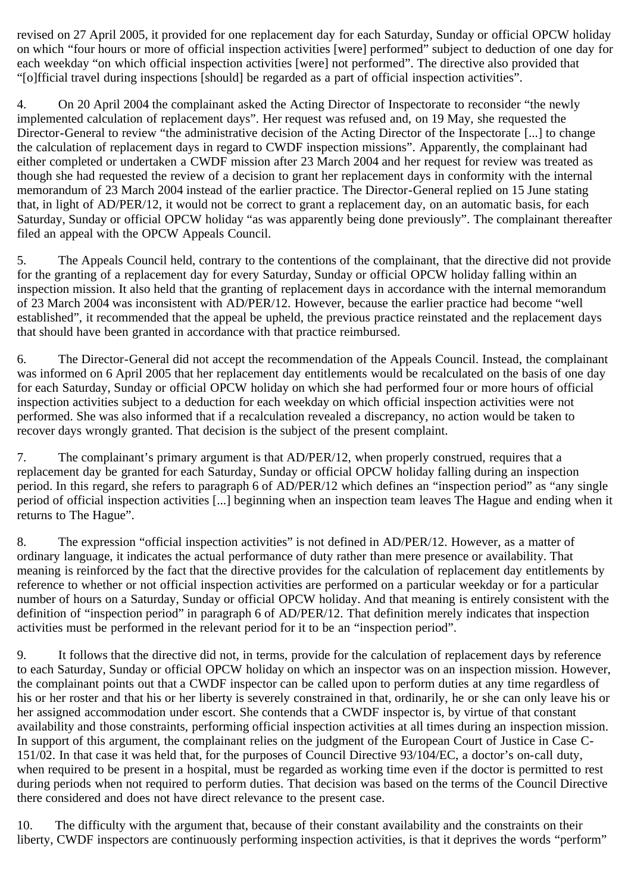revised on 27 April 2005, it provided for one replacement day for each Saturday, Sunday or official OPCW holiday on which "four hours or more of official inspection activities [were] performed" subject to deduction of one day for each weekday "on which official inspection activities [were] not performed". The directive also provided that "[o]fficial travel during inspections [should] be regarded as a part of official inspection activities".

4. On 20 April 2004 the complainant asked the Acting Director of Inspectorate to reconsider "the newly implemented calculation of replacement days". Her request was refused and, on 19 May, she requested the Director-General to review "the administrative decision of the Acting Director of the Inspectorate [...] to change the calculation of replacement days in regard to CWDF inspection missions". Apparently, the complainant had either completed or undertaken a CWDF mission after 23 March 2004 and her request for review was treated as though she had requested the review of a decision to grant her replacement days in conformity with the internal memorandum of 23 March 2004 instead of the earlier practice. The Director-General replied on 15 June stating that, in light of AD/PER/12, it would not be correct to grant a replacement day, on an automatic basis, for each Saturday, Sunday or official OPCW holiday "as was apparently being done previously". The complainant thereafter filed an appeal with the OPCW Appeals Council.

5. The Appeals Council held, contrary to the contentions of the complainant, that the directive did not provide for the granting of a replacement day for every Saturday, Sunday or official OPCW holiday falling within an inspection mission. It also held that the granting of replacement days in accordance with the internal memorandum of 23 March 2004 was inconsistent with AD/PER/12. However, because the earlier practice had become "well established", it recommended that the appeal be upheld, the previous practice reinstated and the replacement days that should have been granted in accordance with that practice reimbursed.

6. The Director-General did not accept the recommendation of the Appeals Council. Instead, the complainant was informed on 6 April 2005 that her replacement day entitlements would be recalculated on the basis of one day for each Saturday, Sunday or official OPCW holiday on which she had performed four or more hours of official inspection activities subject to a deduction for each weekday on which official inspection activities were not performed. She was also informed that if a recalculation revealed a discrepancy, no action would be taken to recover days wrongly granted. That decision is the subject of the present complaint.

7. The complainant's primary argument is that AD/PER/12, when properly construed, requires that a replacement day be granted for each Saturday, Sunday or official OPCW holiday falling during an inspection period. In this regard, she refers to paragraph 6 of AD/PER/12 which defines an "inspection period" as "any single period of official inspection activities [...] beginning when an inspection team leaves The Hague and ending when it returns to The Hague".

8. The expression "official inspection activities" is not defined in AD/PER/12. However, as a matter of ordinary language, it indicates the actual performance of duty rather than mere presence or availability. That meaning is reinforced by the fact that the directive provides for the calculation of replacement day entitlements by reference to whether or not official inspection activities are performed on a particular weekday or for a particular number of hours on a Saturday, Sunday or official OPCW holiday. And that meaning is entirely consistent with the definition of "inspection period" in paragraph 6 of AD/PER/12. That definition merely indicates that inspection activities must be performed in the relevant period for it to be an "inspection period".

9. It follows that the directive did not, in terms, provide for the calculation of replacement days by reference to each Saturday, Sunday or official OPCW holiday on which an inspector was on an inspection mission. However, the complainant points out that a CWDF inspector can be called upon to perform duties at any time regardless of his or her roster and that his or her liberty is severely constrained in that, ordinarily, he or she can only leave his or her assigned accommodation under escort. She contends that a CWDF inspector is, by virtue of that constant availability and those constraints, performing official inspection activities at all times during an inspection mission. In support of this argument, the complainant relies on the judgment of the European Court of Justice in Case C-151/02. In that case it was held that, for the purposes of Council Directive 93/104/EC, a doctor's on-call duty, when required to be present in a hospital, must be regarded as working time even if the doctor is permitted to rest during periods when not required to perform duties. That decision was based on the terms of the Council Directive there considered and does not have direct relevance to the present case.

10. The difficulty with the argument that, because of their constant availability and the constraints on their liberty, CWDF inspectors are continuously performing inspection activities, is that it deprives the words "perform"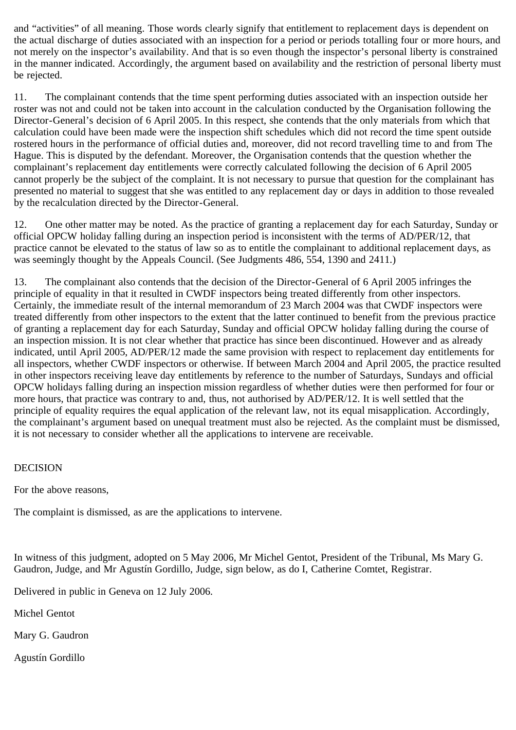and “activities” of all meaning. Those words clearly signify that entitlement to replacement days is dependent on the actual discharge of duties associated with an inspection for a period or periods totalling four or more hours, and not merely on the inspector’s availability. And that is so even though the inspector’s personal liberty is constrained in the manner indicated. Accordingly, the argument based on availability and the restriction of personal liberty must be rejected.

11. The complainant contends that the time spent performing duties associated with an inspection outside her roster was not and could not be taken into account in the calculation conducted by the Organisation following the Director-General’s decision of 6 April 2005. In this respect, she contends that the only materials from which that calculation could have been made were the inspection shift schedules which did not record the time spent outside rostered hours in the performance of official duties and, moreover, did not record travelling time to and from The Hague. This is disputed by the defendant. Moreover, the Organisation contends that the question whether the complainant’s replacement day entitlements were correctly calculated following the decision of 6 April 2005 cannot properly be the subject of the complaint. It is not necessary to pursue that question for the complainant has presented no material to suggest that she was entitled to any replacement day or days in addition to those revealed by the recalculation directed by the Director-General.

12. One other matter may be noted. As the practice of granting a replacement day for each Saturday, Sunday or official OPCW holiday falling during an inspection period is inconsistent with the terms of AD/PER/12, that practice cannot be elevated to the status of law so as to entitle the complainant to additional replacement days, as was seemingly thought by the Appeals Council. (See Judgments 486, 554, 1390 and 2411.)

13. The complainant also contends that the decision of the Director-General of 6 April 2005 infringes the principle of equality in that it resulted in CWDF inspectors being treated differently from other inspectors. Certainly, the immediate result of the internal memorandum of 23 March 2004 was that CWDF inspectors were treated differently from other inspectors to the extent that the latter continued to benefit from the previous practice of granting a replacement day for each Saturday, Sunday and official OPCW holiday falling during the course of an inspection mission. It is not clear whether that practice has since been discontinued. However and as already indicated, until April 2005, AD/PER/12 made the same provision with respect to replacement day entitlements for all inspectors, whether CWDF inspectors or otherwise. If between March 2004 and April 2005, the practice resulted in other inspectors receiving leave day entitlements by reference to the number of Saturdays, Sundays and official OPCW holidays falling during an inspection mission regardless of whether duties were then performed for four or more hours, that practice was contrary to and, thus, not authorised by AD/PER/12. It is well settled that the principle of equality requires the equal application of the relevant law, not its equal misapplication. Accordingly, the complainant’s argument based on unequal treatment must also be rejected. As the complaint must be dismissed, it is not necessary to consider whether all the applications to intervene are receivable.

DECISION

For the above reasons,

The complaint is dismissed, as are the applications to intervene.

In witness of this judgment, adopted on 5 May 2006, Mr Michel Gentot, President of the Tribunal, Ms Mary G. Gaudron, Judge, and Mr Agustín Gordillo, Judge, sign below, as do I, Catherine Comtet, Registrar.

Delivered in public in Geneva on 12 July 2006.

Michel Gentot

Mary G. Gaudron

Agustín Gordillo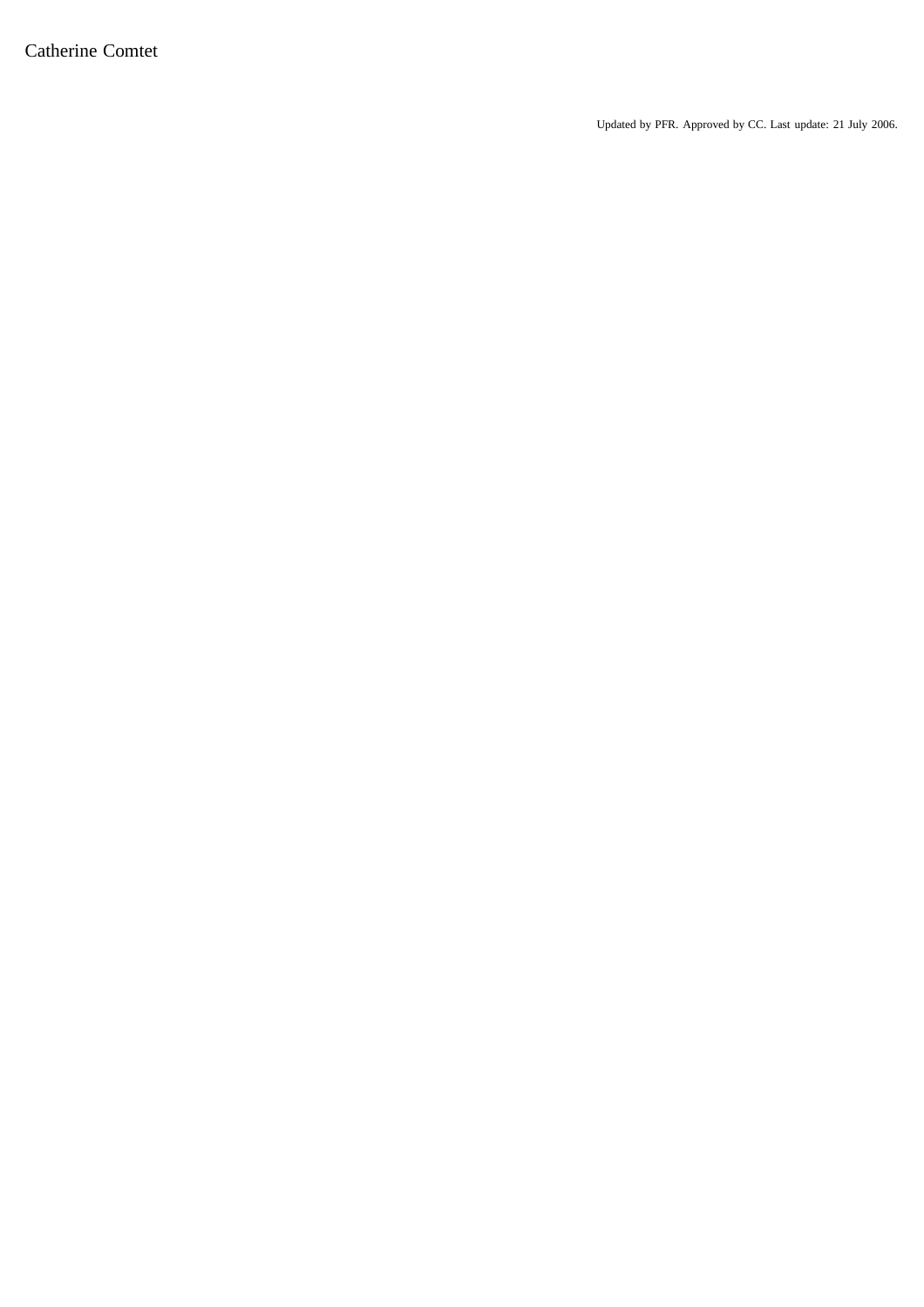Catherine Comtet

Updated by PFR. Approved by CC. Last update: 21 July 2006.